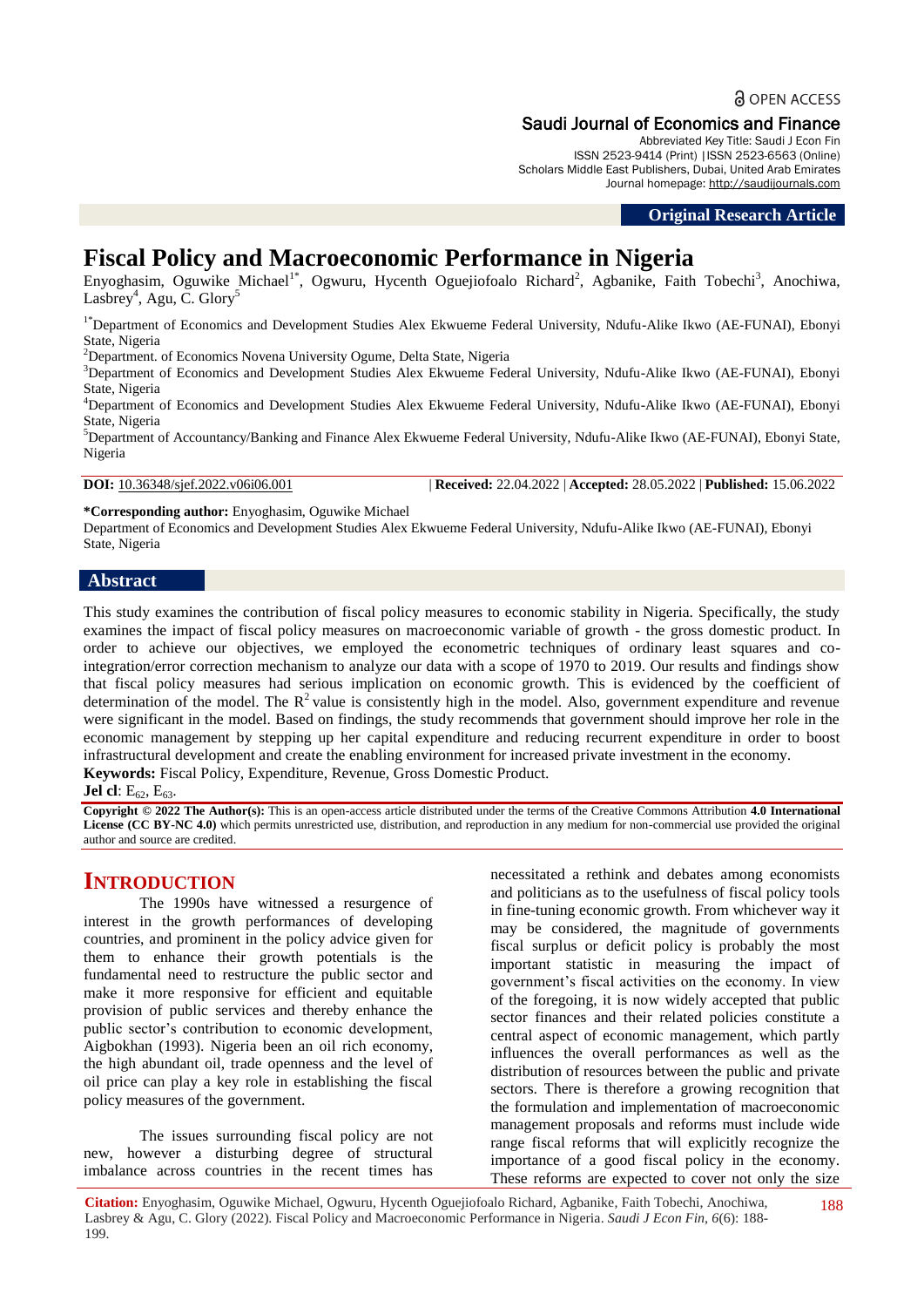# Fiscal Policy and Macroeconomic Performance in Nigeria

Enyoghasim, Oguwike Michael[1*], Ogwuru, Hycenth Oguejiofoalo Richard[2], Agbanike, Faith Tobechi[3], Anochiwa, Lasbrey[4], Agu, C. Glory[5]

[1*]Department of Economics and Development Studies Alex Ekwueme Federal University, Ndufu-Alike Ikwo (AE-FUNAI), Ebonyi State, Nigeria

[2]Department. of Economics Novena University Ogume, Delta State, Nigeria

[3]Department of Economics and Development Studies Alex Ekwueme Federal University, Ndufu-Alike Ikwo (AE-FUNAI), Ebonyi State, Nigeria

[4]Department of Economics and Development Studies Alex Ekwueme Federal University, Ndufu-Alike Ikwo (AE-FUNAI), Ebonyi State, Nigeria

[5]Department of Accountancy/Banking and Finance Alex Ekwueme Federal University, Ndufu-Alike Ikwo (AE-FUNAI), Ebonyi State, Nigeria

**DOI:** 10.36348/sjef.2022.v06i06.001 | **Received:** 22.04.2022 | **Accepted:** 28.05.2022 | **Published:** 15.06.2022

**\*Corresponding author:** Enyoghasim, Oguwike Michael
Department of Economics and Development Studies Alex Ekwueme Federal University, Ndufu-Alike Ikwo (AE-FUNAI), Ebonyi State, Nigeria

## Abstract

This study examines the contribution of fiscal policy measures to economic stability in Nigeria. Specifically, the study examines the impact of fiscal policy measures on macroeconomic variable of growth - the gross domestic product. In order to achieve our objectives, we employed the econometric techniques of ordinary least squares and co-integration/error correction mechanism to analyze our data with a scope of 1970 to 2019. Our results and findings show that fiscal policy measures had serious implication on economic growth. This is evidenced by the coefficient of determination of the model. The $R^2$ value is consistently high in the model. Also, government expenditure and revenue were significant in the model. Based on findings, the study recommends that government should improve her role in the economic management by stepping up her capital expenditure and reducing recurrent expenditure in order to boost infrastructural development and create the enabling environment for increased private investment in the economy.

**Keywords:** Fiscal Policy, Expenditure, Revenue, Gross Domestic Product.

**Jel cl**: $E_{62}$, $E_{63}$.

**Copyright © 2022 The Author(s):** This is an open-access article distributed under the terms of the Creative Commons Attribution **4.0 International License (CC BY-NC 4.0)** which permits unrestricted use, distribution, and reproduction in any medium for non-commercial use provided the original author and source are credited.

## INTRODUCTION

The 1990s have witnessed a resurgence of interest in the growth performances of developing countries, and prominent in the policy advice given for them to enhance their growth potentials is the fundamental need to restructure the public sector and make it more responsive for efficient and equitable provision of public services and thereby enhance the public sector's contribution to economic development, Aigbokhan (1993). Nigeria been an oil rich economy, the high abundant oil, trade openness and the level of oil price can play a key role in establishing the fiscal policy measures of the government.

The issues surrounding fiscal policy are not new, however a disturbing degree of structural imbalance across countries in the recent times has necessitated a rethink and debates among economists and politicians as to the usefulness of fiscal policy tools in fine-tuning economic growth. From whichever way it may be considered, the magnitude of governments fiscal surplus or deficit policy is probably the most important statistic in measuring the impact of government's fiscal activities on the economy. In view of the foregoing, it is now widely accepted that public sector finances and their related policies constitute a central aspect of economic management, which partly influences the overall performances as well as the distribution of resources between the public and private sectors. There is therefore a growing recognition that the formulation and implementation of macroeconomic management proposals and reforms must include wide range fiscal reforms that will explicitly recognize the importance of a good fiscal policy in the economy. These reforms are expected to cover not only the size

**Citation:** Enyoghasim, Oguwike Michael, Ogwuru, Hycenth Oguejiofoalo Richard, Agbanike, Faith Tobechi, Anochiwa, Lasbrey & Agu, C. Glory (2022). Fiscal Policy and Macroeconomic Performance in Nigeria. *Saudi J Econ Fin, 6*(6): 188-199.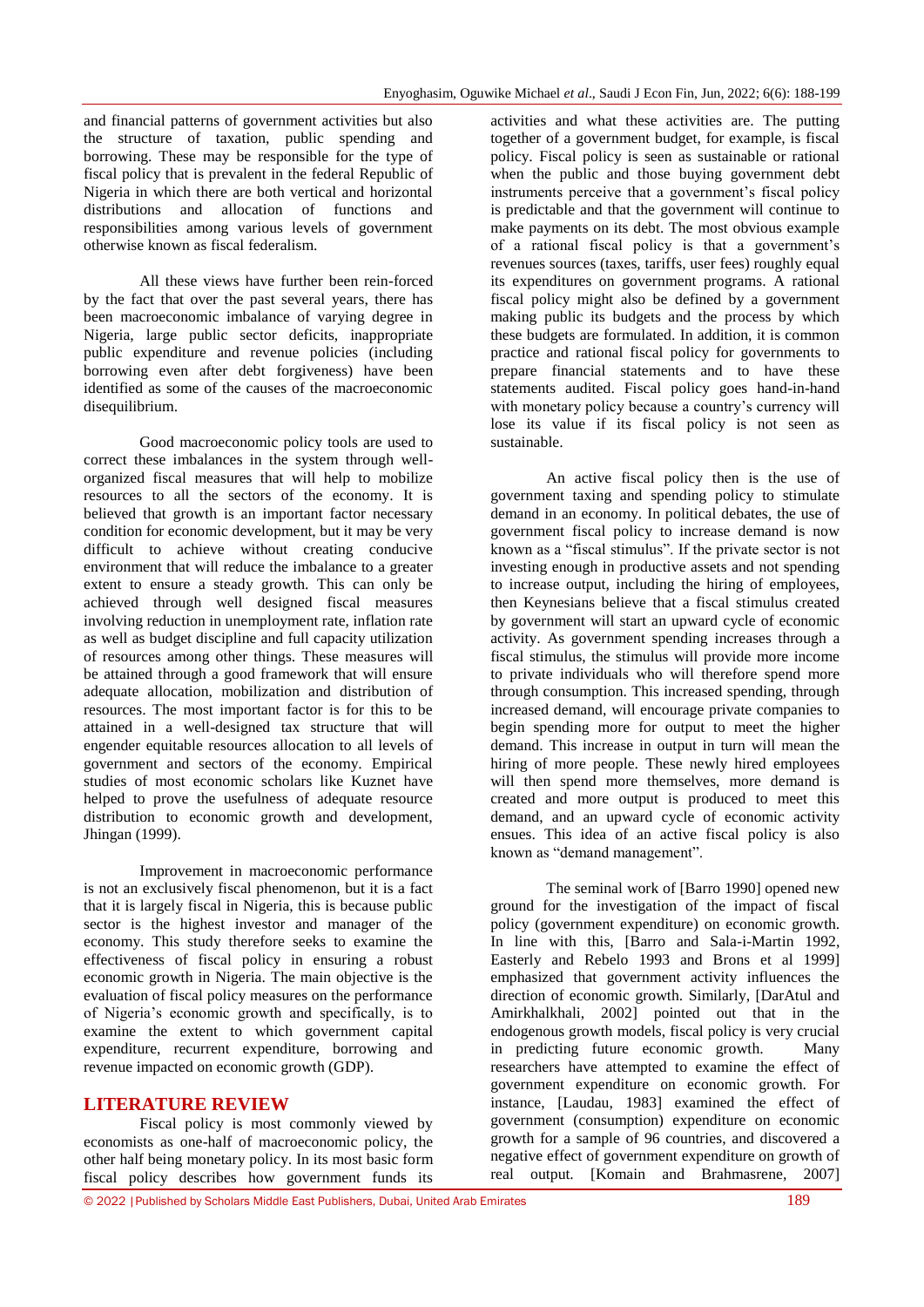and financial patterns of government activities but also the structure of taxation, public spending and borrowing. These may be responsible for the type of fiscal policy that is prevalent in the federal Republic of Nigeria in which there are both vertical and horizontal distributions and allocation of functions and responsibilities among various levels of government otherwise known as fiscal federalism.

All these views have further been rein-forced by the fact that over the past several years, there has been macroeconomic imbalance of varying degree in Nigeria, large public sector deficits, inappropriate public expenditure and revenue policies (including borrowing even after debt forgiveness) have been identified as some of the causes of the macroeconomic disequilibrium.

Good macroeconomic policy tools are used to correct these imbalances in the system through well-organized fiscal measures that will help to mobilize resources to all the sectors of the economy. It is believed that growth is an important factor necessary condition for economic development, but it may be very difficult to achieve without creating conducive environment that will reduce the imbalance to a greater extent to ensure a steady growth. This can only be achieved through well designed fiscal measures involving reduction in unemployment rate, inflation rate as well as budget discipline and full capacity utilization of resources among other things. These measures will be attained through a good framework that will ensure adequate allocation, mobilization and distribution of resources. The most important factor is for this to be attained in a well-designed tax structure that will engender equitable resources allocation to all levels of government and sectors of the economy. Empirical studies of most economic scholars like Kuznet have helped to prove the usefulness of adequate resource distribution to economic growth and development, Jhingan (1999).

Improvement in macroeconomic performance is not an exclusively fiscal phenomenon, but it is a fact that it is largely fiscal in Nigeria, this is because public sector is the highest investor and manager of the economy. This study therefore seeks to examine the effectiveness of fiscal policy in ensuring a robust economic growth in Nigeria. The main objective is the evaluation of fiscal policy measures on the performance of Nigeria's economic growth and specifically, is to examine the extent to which government capital expenditure, recurrent expenditure, borrowing and revenue impacted on economic growth (GDP).

## LITERATURE REVIEW

Fiscal policy is most commonly viewed by economists as one-half of macroeconomic policy, the other half being monetary policy. In its most basic form fiscal policy describes how government funds its activities and what these activities are. The putting together of a government budget, for example, is fiscal policy. Fiscal policy is seen as sustainable or rational when the public and those buying government debt instruments perceive that a government's fiscal policy is predictable and that the government will continue to make payments on its debt. The most obvious example of a rational fiscal policy is that a government's revenues sources (taxes, tariffs, user fees) roughly equal its expenditures on government programs. A rational fiscal policy might also be defined by a government making public its budgets and the process by which these budgets are formulated. In addition, it is common practice and rational fiscal policy for governments to prepare financial statements and to have these statements audited. Fiscal policy goes hand-in-hand with monetary policy because a country's currency will lose its value if its fiscal policy is not seen as sustainable.

An active fiscal policy then is the use of government taxing and spending policy to stimulate demand in an economy. In political debates, the use of government fiscal policy to increase demand is now known as a "fiscal stimulus". If the private sector is not investing enough in productive assets and not spending to increase output, including the hiring of employees, then Keynesians believe that a fiscal stimulus created by government will start an upward cycle of economic activity. As government spending increases through a fiscal stimulus, the stimulus will provide more income to private individuals who will therefore spend more through consumption. This increased spending, through increased demand, will encourage private companies to begin spending more for output to meet the higher demand. This increase in output in turn will mean the hiring of more people. These newly hired employees will then spend more themselves, more demand is created and more output is produced to meet this demand, and an upward cycle of economic activity ensues. This idea of an active fiscal policy is also known as "demand management".

The seminal work of [Barro 1990] opened new ground for the investigation of the impact of fiscal policy (government expenditure) on economic growth. In line with this, [Barro and Sala-i-Martin 1992, Easterly and Rebelo 1993 and Brons et al 1999] emphasized that government activity influences the direction of economic growth. Similarly, [DarAtul and Amirkhalkhali, 2002] pointed out that in the endogenous growth models, fiscal policy is very crucial in predicting future economic growth. Many researchers have attempted to examine the effect of government expenditure on economic growth. For instance, [Laudau, 1983] examined the effect of government (consumption) expenditure on economic growth for a sample of 96 countries, and discovered a negative effect of government expenditure on growth of real output. [Komain and Brahmasrene, 2007]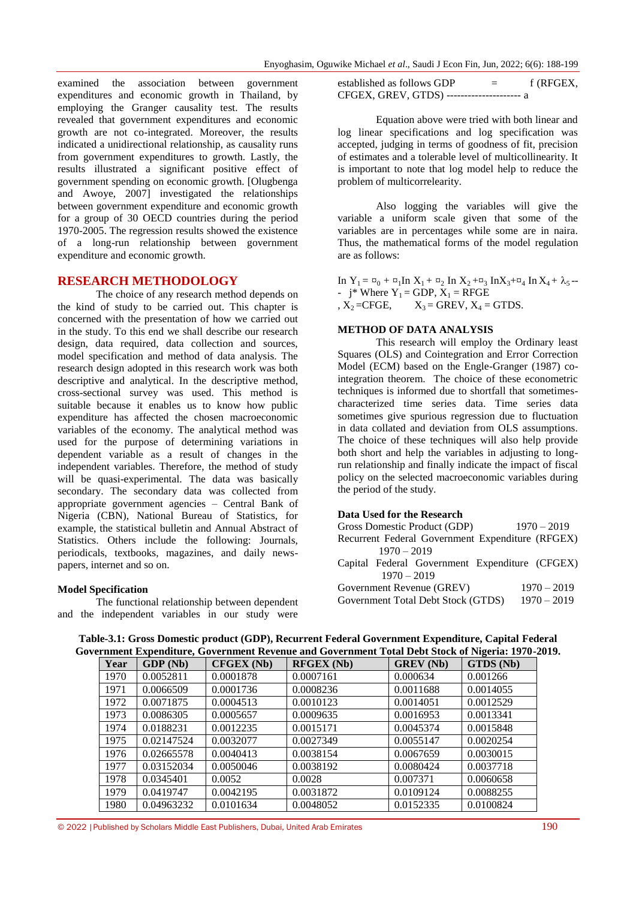examined the association between government expenditures and economic growth in Thailand, by employing the Granger causality test. The results revealed that government expenditures and economic growth are not co-integrated. Moreover, the results indicated a unidirectional relationship, as causality runs from government expenditures to growth. Lastly, the results illustrated a significant positive effect of government spending on economic growth. [Olugbenga and Awoye, 2007] investigated the relationships between government expenditure and economic growth for a group of 30 OECD countries during the period 1970-2005. The regression results showed the existence of a long-run relationship between government expenditure and economic growth.

## RESEARCH METHODOLOGY

The choice of any research method depends on the kind of study to be carried out. This chapter is concerned with the presentation of how we carried out in the study. To this end we shall describe our research design, data required, data collection and sources, model specification and method of data analysis. The research design adopted in this research work was both descriptive and analytical. In the descriptive method, cross-sectional survey was used. This method is suitable because it enables us to know how public expenditure has affected the chosen macroeconomic variables of the economy. The analytical method was used for the purpose of determining variations in dependent variable as a result of changes in the independent variables. Therefore, the method of study will be quasi-experimental. The data was basically secondary. The secondary data was collected from appropriate government agencies – Central Bank of Nigeria (CBN), National Bureau of Statistics, for example, the statistical bulletin and Annual Abstract of Statistics. Others include the following: Journals, periodicals, textbooks, magazines, and daily news-papers, internet and so on.

### Model Specification

The functional relationship between dependent and the independent variables in our study were established as follows GDP = f (RFGEX, CFGEX, GREV, GTDS) -------------------- a

Equation above were tried with both linear and log linear specifications and log specification was accepted, judging in terms of goodness of fit, precision of estimates and a tolerable level of multicollinearity. It is important to note that log model help to reduce the problem of multicorrelearity.

Also logging the variables will give the variable a uniform scale given that some of the variables are in percentages while some are in naira. Thus, the mathematical forms of the model regulation are as follows:

$\ln Y_1 = ¤_0 + ¤_1 \ln X_1 + ¤_2 \ln X_2 + ¤_3 \ln X_3 + ¤_4 \ln X_4 + \lambda_5$ --- j* Where $Y_1$ = GDP, $X_1$ = RFGE, $X_2$ = CFGE, $X_3$ = GREV, $X_4$ = GTDS.

### METHOD OF DATA ANALYSIS

This research will employ the Ordinary least Squares (OLS) and Cointegration and Error Correction Model (ECM) based on the Engle-Granger (1987) co-integration theorem. The choice of these econometric techniques is informed due to shortfall that sometimes-characterized time series data. Time series data sometimes give spurious regression due to fluctuation in data collated and deviation from OLS assumptions. The choice of these techniques will also help provide both short and help the variables in adjusting to long-run relationship and finally indicate the impact of fiscal policy on the selected macroeconomic variables during the period of the study.

### Data Used for the Research

Gross Domestic Product (GDP) 1970 – 2019
Recurrent Federal Government Expenditure (RFGEX) 1970 – 2019
Capital Federal Government Expenditure (CFGEX) 1970 – 2019
Government Revenue (GREV) 1970 – 2019
Government Total Debt Stock (GTDS) 1970 – 2019

**Table-3.1: Gross Domestic product (GDP), Recurrent Federal Government Expenditure, Capital Federal Government Expenditure, Government Revenue and Government Total Debt Stock of Nigeria: 1970-2019.**

| Year | GDP (Nb) | CFGEX (Nb) | RFGEX (Nb) | GREV (Nb) | GTDS (Nb) |
|---|---|---|---|---|---|
| 1970 | 0.0052811 | 0.0001878 | 0.0007161 | 0.000634 | 0.001266 |
| 1971 | 0.0066509 | 0.0001736 | 0.0008236 | 0.0011688 | 0.0014055 |
| 1972 | 0.0071875 | 0.0004513 | 0.0010123 | 0.0014051 | 0.0012529 |
| 1973 | 0.0086305 | 0.0005657 | 0.0009635 | 0.0016953 | 0.0013341 |
| 1974 | 0.0188231 | 0.0012235 | 0.0015171 | 0.0045374 | 0.0015848 |
| 1975 | 0.02147524 | 0.0032077 | 0.0027349 | 0.0055147 | 0.0020254 |
| 1976 | 0.02665578 | 0.0040413 | 0.0038154 | 0.0067659 | 0.0030015 |
| 1977 | 0.03152034 | 0.0050046 | 0.0038192 | 0.0080424 | 0.0037718 |
| 1978 | 0.0345401 | 0.0052 | 0.0028 | 0.007371 | 0.0060658 |
| 1979 | 0.0419747 | 0.0042195 | 0.0031872 | 0.0109124 | 0.0088255 |
| 1980 | 0.04963232 | 0.0101634 | 0.0048052 | 0.0152335 | 0.0100824 |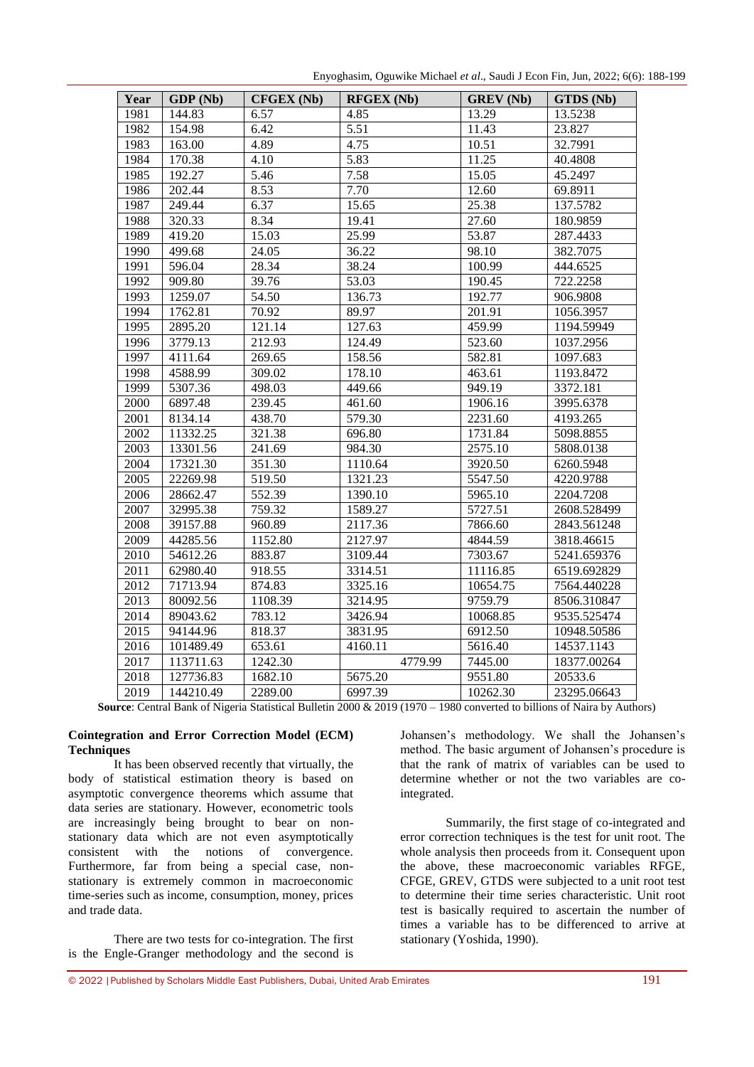| Year | GDP (Nb) | CFGEX (Nb) | RFGEX (Nb) | GREV (Nb) | GTDS (Nb) |
|---|---|---|---|---|---|
| 1981 | 144.83 | 6.57 | 4.85 | 13.29 | 13.5238 |
| 1982 | 154.98 | 6.42 | 5.51 | 11.43 | 23.827 |
| 1983 | 163.00 | 4.89 | 4.75 | 10.51 | 32.7991 |
| 1984 | 170.38 | 4.10 | 5.83 | 11.25 | 40.4808 |
| 1985 | 192.27 | 5.46 | 7.58 | 15.05 | 45.2497 |
| 1986 | 202.44 | 8.53 | 7.70 | 12.60 | 69.8911 |
| 1987 | 249.44 | 6.37 | 15.65 | 25.38 | 137.5782 |
| 1988 | 320.33 | 8.34 | 19.41 | 27.60 | 180.9859 |
| 1989 | 419.20 | 15.03 | 25.99 | 53.87 | 287.4433 |
| 1990 | 499.68 | 24.05 | 36.22 | 98.10 | 382.7075 |
| 1991 | 596.04 | 28.34 | 38.24 | 100.99 | 444.6525 |
| 1992 | 909.80 | 39.76 | 53.03 | 190.45 | 722.2258 |
| 1993 | 1259.07 | 54.50 | 136.73 | 192.77 | 906.9808 |
| 1994 | 1762.81 | 70.92 | 89.97 | 201.91 | 1056.3957 |
| 1995 | 2895.20 | 121.14 | 127.63 | 459.99 | 1194.59949 |
| 1996 | 3779.13 | 212.93 | 124.49 | 523.60 | 1037.2956 |
| 1997 | 4111.64 | 269.65 | 158.56 | 582.81 | 1097.683 |
| 1998 | 4588.99 | 309.02 | 178.10 | 463.61 | 1193.8472 |
| 1999 | 5307.36 | 498.03 | 449.66 | 949.19 | 3372.181 |
| 2000 | 6897.48 | 239.45 | 461.60 | 1906.16 | 3995.6378 |
| 2001 | 8134.14 | 438.70 | 579.30 | 2231.60 | 4193.265 |
| 2002 | 11332.25 | 321.38 | 696.80 | 1731.84 | 5098.8855 |
| 2003 | 13301.56 | 241.69 | 984.30 | 2575.10 | 5808.0138 |
| 2004 | 17321.30 | 351.30 | 1110.64 | 3920.50 | 6260.5948 |
| 2005 | 22269.98 | 519.50 | 1321.23 | 5547.50 | 4220.9788 |
| 2006 | 28662.47 | 552.39 | 1390.10 | 5965.10 | 2204.7208 |
| 2007 | 32995.38 | 759.32 | 1589.27 | 5727.51 | 2608.528499 |
| 2008 | 39157.88 | 960.89 | 2117.36 | 7866.60 | 2843.561248 |
| 2009 | 44285.56 | 1152.80 | 2127.97 | 4844.59 | 3818.46615 |
| 2010 | 54612.26 | 883.87 | 3109.44 | 7303.67 | 5241.659376 |
| 2011 | 62980.40 | 918.55 | 3314.51 | 11116.85 | 6519.692829 |
| 2012 | 71713.94 | 874.83 | 3325.16 | 10654.75 | 7564.440228 |
| 2013 | 80092.56 | 1108.39 | 3214.95 | 9759.79 | 8506.310847 |
| 2014 | 89043.62 | 783.12 | 3426.94 | 10068.85 | 9535.525474 |
| 2015 | 94144.96 | 818.37 | 3831.95 | 6912.50 | 10948.50586 |
| 2016 | 101489.49 | 653.61 | 4160.11 | 5616.40 | 14537.1143 |
| 2017 | 113711.63 | 1242.30 | 4779.99 | 7445.00 | 18377.00264 |
| 2018 | 127736.83 | 1682.10 | 5675.20 | 9551.80 | 20533.6 |
| 2019 | 144210.49 | 2289.00 | 6997.39 | 10262.30 | 23295.06643 |

**Source**: Central Bank of Nigeria Statistical Bulletin 2000 & 2019 (1970 – 1980 converted to billions of Naira by Authors)

**Cointegration and Error Correction Model (ECM) Techniques**

It has been observed recently that virtually, the body of statistical estimation theory is based on asymptotic convergence theorems which assume that data series are stationary. However, econometric tools are increasingly being brought to bear on non-stationary data which are not even asymptotically consistent with the notions of convergence. Furthermore, far from being a special case, non-stationary is extremely common in macroeconomic time-series such as income, consumption, money, prices and trade data.

There are two tests for co-integration. The first is the Engle-Granger methodology and the second is Johansen's methodology. We shall the Johansen's method. The basic argument of Johansen's procedure is that the rank of matrix of variables can be used to determine whether or not the two variables are co-integrated.

Summarily, the first stage of co-integrated and error correction techniques is the test for unit root. The whole analysis then proceeds from it. Consequent upon the above, these macroeconomic variables RFGE, CFGE, GREV, GTDS were subjected to a unit root test to determine their time series characteristic. Unit root test is basically required to ascertain the number of times a variable has to be differenced to arrive at stationary (Yoshida, 1990).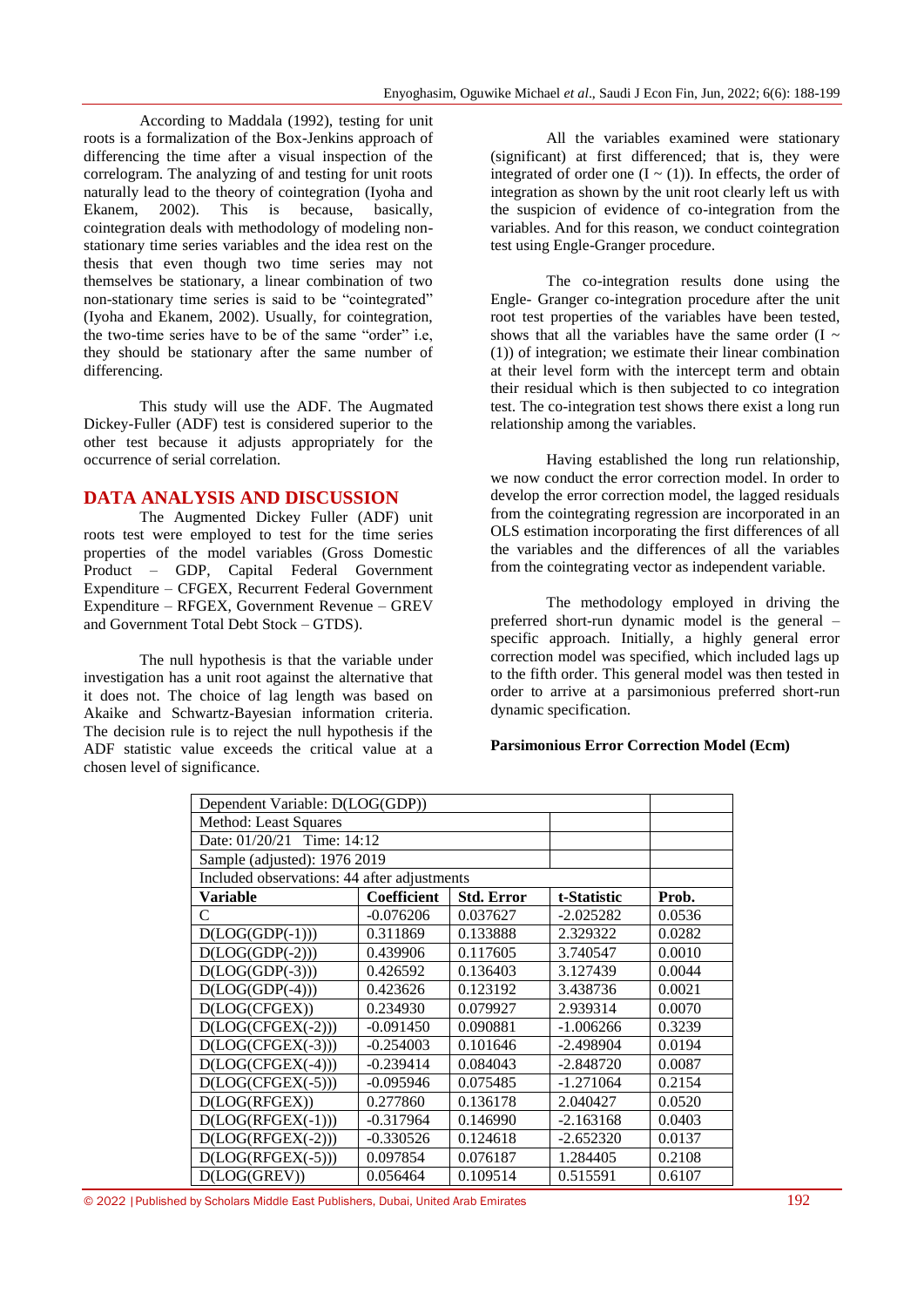According to Maddala (1992), testing for unit roots is a formalization of the Box-Jenkins approach of differencing the time after a visual inspection of the correlogram. The analyzing of and testing for unit roots naturally lead to the theory of cointegration (Iyoha and Ekanem, 2002). This is because, basically, cointegration deals with methodology of modeling non-stationary time series variables and the idea rest on the thesis that even though two time series may not themselves be stationary, a linear combination of two non-stationary time series is said to be "cointegrated" (Iyoha and Ekanem, 2002). Usually, for cointegration, the two-time series have to be of the same "order" i.e, they should be stationary after the same number of differencing.

This study will use the ADF. The Augmated Dickey-Fuller (ADF) test is considered superior to the other test because it adjusts appropriately for the occurrence of serial correlation.

## DATA ANALYSIS AND DISCUSSION

The Augmented Dickey Fuller (ADF) unit roots test were employed to test for the time series properties of the model variables (Gross Domestic Product – GDP, Capital Federal Government Expenditure – CFGEX, Recurrent Federal Government Expenditure – RFGEX, Government Revenue – GREV and Government Total Debt Stock – GTDS).

The null hypothesis is that the variable under investigation has a unit root against the alternative that it does not. The choice of lag length was based on Akaike and Schwartz-Bayesian information criteria. The decision rule is to reject the null hypothesis if the ADF statistic value exceeds the critical value at a chosen level of significance.

All the variables examined were stationary (significant) at first differenced; that is, they were integrated of order one (I ~ (1)). In effects, the order of integration as shown by the unit root clearly left us with the suspicion of evidence of co-integration from the variables. And for this reason, we conduct cointegration test using Engle-Granger procedure.

The co-integration results done using the Engle- Granger co-integration procedure after the unit root test properties of the variables have been tested, shows that all the variables have the same order (I ~ (1)) of integration; we estimate their linear combination at their level form with the intercept term and obtain their residual which is then subjected to co integration test. The co-integration test shows there exist a long run relationship among the variables.

Having established the long run relationship, we now conduct the error correction model. In order to develop the error correction model, the lagged residuals from the cointegrating regression are incorporated in an OLS estimation incorporating the first differences of all the variables and the differences of all the variables from the cointegrating vector as independent variable.

The methodology employed in driving the preferred short-run dynamic model is the general – specific approach. Initially, a highly general error correction model was specified, which included lags up to the fifth order. This general model was then tested in order to arrive at a parsimonious preferred short-run dynamic specification.

**Parsimonious Error Correction Model (Ecm)**

| Dependent Variable: D(LOG(GDP)) | | | | |
|---|---|---|---|---|
| Method: Least Squares | | | | |
| Date: 01/20/21 Time: 14:12 | | | | |
| Sample (adjusted): 1976 2019 | | | | |
| Included observations: 44 after adjustments | | | | |
| **Variable** | **Coefficient** | **Std. Error** | **t-Statistic** | **Prob.** |
| C | -0.076206 | 0.037627 | -2.025282 | 0.0536 |
| D(LOG(GDP(-1))) | 0.311869 | 0.133888 | 2.329322 | 0.0282 |
| D(LOG(GDP(-2))) | 0.439906 | 0.117605 | 3.740547 | 0.0010 |
| D(LOG(GDP(-3))) | 0.426592 | 0.136403 | 3.127439 | 0.0044 |
| D(LOG(GDP(-4))) | 0.423626 | 0.123192 | 3.438736 | 0.0021 |
| D(LOG(CFGEX)) | 0.234930 | 0.079927 | 2.939314 | 0.0070 |
| D(LOG(CFGEX(-2))) | -0.091450 | 0.090881 | -1.006266 | 0.3239 |
| D(LOG(CFGEX(-3))) | -0.254003 | 0.101646 | -2.498904 | 0.0194 |
| D(LOG(CFGEX(-4))) | -0.239414 | 0.084043 | -2.848720 | 0.0087 |
| D(LOG(CFGEX(-5))) | -0.095946 | 0.075485 | -1.271064 | 0.2154 |
| D(LOG(RFGEX)) | 0.277860 | 0.136178 | 2.040427 | 0.0520 |
| D(LOG(RFGEX(-1))) | -0.317964 | 0.146990 | -2.163168 | 0.0403 |
| D(LOG(RFGEX(-2))) | -0.330526 | 0.124618 | -2.652320 | 0.0137 |
| D(LOG(RFGEX(-5))) | 0.097854 | 0.076187 | 1.284405 | 0.2108 |
| D(LOG(GREV)) | 0.056464 | 0.109514 | 0.515591 | 0.6107 |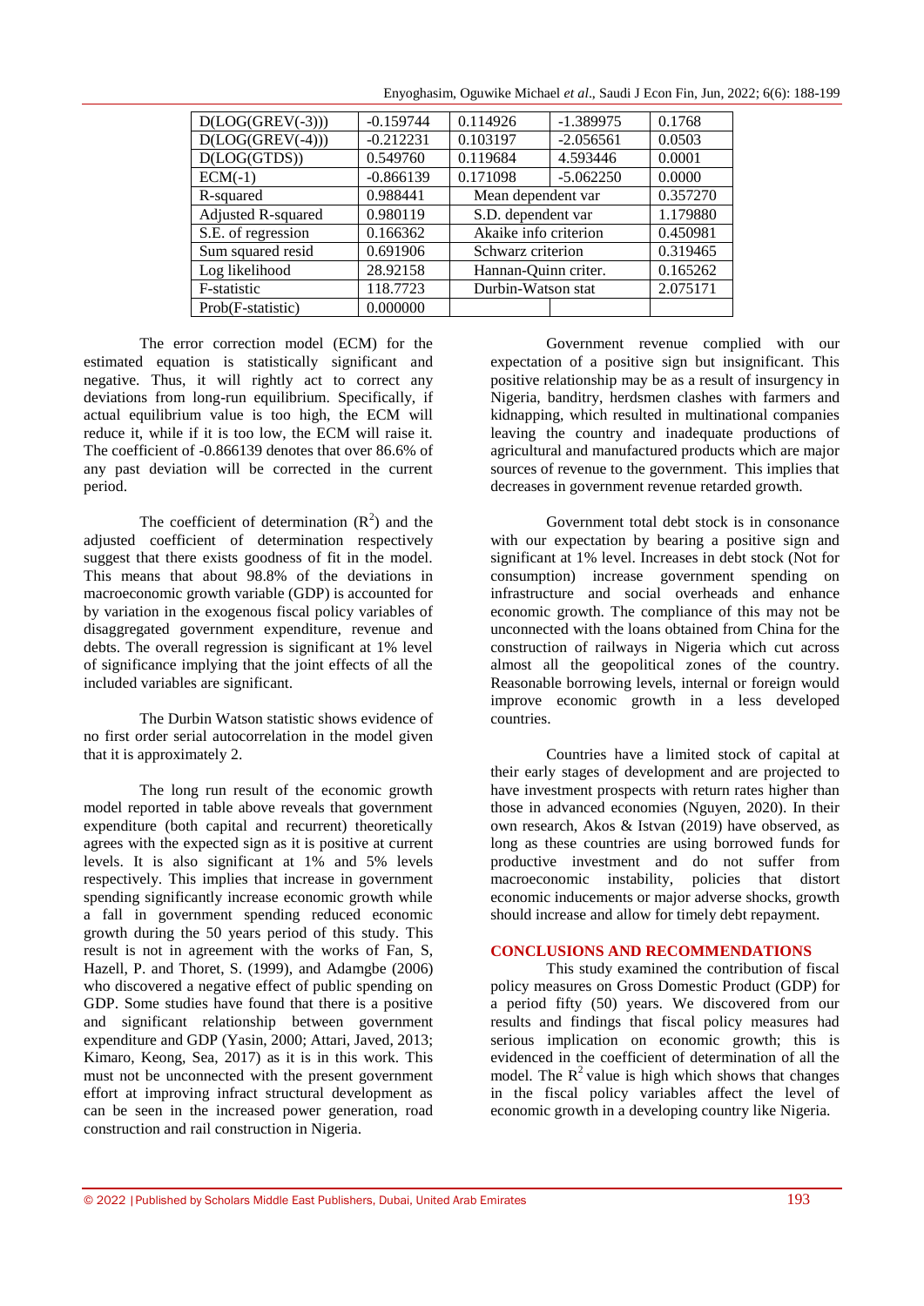| | | | | |
|---|---|---|---|---|
| D(LOG(GREV(-3))) | -0.159744 | 0.114926 | -1.389975 | 0.1768 |
| D(LOG(GREV(-4))) | -0.212231 | 0.103197 | -2.056561 | 0.0503 |
| D(LOG(GTDS)) | 0.549760 | 0.119684 | 4.593446 | 0.0001 |
| ECM(-1) | -0.866139 | 0.171098 | -5.062250 | 0.0000 |
| R-squared | 0.988441 | Mean dependent var | | 0.357270 |
| Adjusted R-squared | 0.980119 | S.D. dependent var | | 1.179880 |
| S.E. of regression | 0.166362 | Akaike info criterion | | 0.450981 |
| Sum squared resid | 0.691906 | Schwarz criterion | | 0.319465 |
| Log likelihood | 28.92158 | Hannan-Quinn criter. | | 0.165262 |
| F-statistic | 118.7723 | Durbin-Watson stat | | 2.075171 |
| Prob(F-statistic) | 0.000000 | | | |

The error correction model (ECM) for the estimated equation is statistically significant and negative. Thus, it will rightly act to correct any deviations from long-run equilibrium. Specifically, if actual equilibrium value is too high, the ECM will reduce it, while if it is too low, the ECM will raise it. The coefficient of -0.866139 denotes that over 86.6% of any past deviation will be corrected in the current period.

The coefficient of determination ($R^2$) and the adjusted coefficient of determination respectively suggest that there exists goodness of fit in the model. This means that about 98.8% of the deviations in macroeconomic growth variable (GDP) is accounted for by variation in the exogenous fiscal policy variables of disaggregated government expenditure, revenue and debts. The overall regression is significant at 1% level of significance implying that the joint effects of all the included variables are significant.

The Durbin Watson statistic shows evidence of no first order serial autocorrelation in the model given that it is approximately 2.

The long run result of the economic growth model reported in table above reveals that government expenditure (both capital and recurrent) theoretically agrees with the expected sign as it is positive at current levels. It is also significant at 1% and 5% levels respectively. This implies that increase in government spending significantly increase economic growth while a fall in government spending reduced economic growth during the 50 years period of this study. This result is not in agreement with the works of Fan, S, Hazell, P. and Thoret, S. (1999), and Adamgbe (2006) who discovered a negative effect of public spending on GDP. Some studies have found that there is a positive and significant relationship between government expenditure and GDP (Yasin, 2000; Attari, Javed, 2013; Kimaro, Keong, Sea, 2017) as it is in this work. This must not be unconnected with the present government effort at improving infract structural development as can be seen in the increased power generation, road construction and rail construction in Nigeria.

Government revenue complied with our expectation of a positive sign but insignificant. This positive relationship may be as a result of insurgency in Nigeria, banditry, herdsmen clashes with farmers and kidnapping, which resulted in multinational companies leaving the country and inadequate productions of agricultural and manufactured products which are major sources of revenue to the government. This implies that decreases in government revenue retarded growth.

Government total debt stock is in consonance with our expectation by bearing a positive sign and significant at 1% level. Increases in debt stock (Not for consumption) increase government spending on infrastructure and social overheads and enhance economic growth. The compliance of this may not be unconnected with the loans obtained from China for the construction of railways in Nigeria which cut across almost all the geopolitical zones of the country. Reasonable borrowing levels, internal or foreign would improve economic growth in a less developed countries.

Countries have a limited stock of capital at their early stages of development and are projected to have investment prospects with return rates higher than those in advanced economies (Nguyen, 2020). In their own research, Akos & Istvan (2019) have observed, as long as these countries are using borrowed funds for productive investment and do not suffer from macroeconomic instability, policies that distort economic inducements or major adverse shocks, growth should increase and allow for timely debt repayment.

## CONCLUSIONS AND RECOMMENDATIONS

This study examined the contribution of fiscal policy measures on Gross Domestic Product (GDP) for a period fifty (50) years. We discovered from our results and findings that fiscal policy measures had serious implication on economic growth; this is evidenced in the coefficient of determination of all the model. The $R^2$ value is high which shows that changes in the fiscal policy variables affect the level of economic growth in a developing country like Nigeria.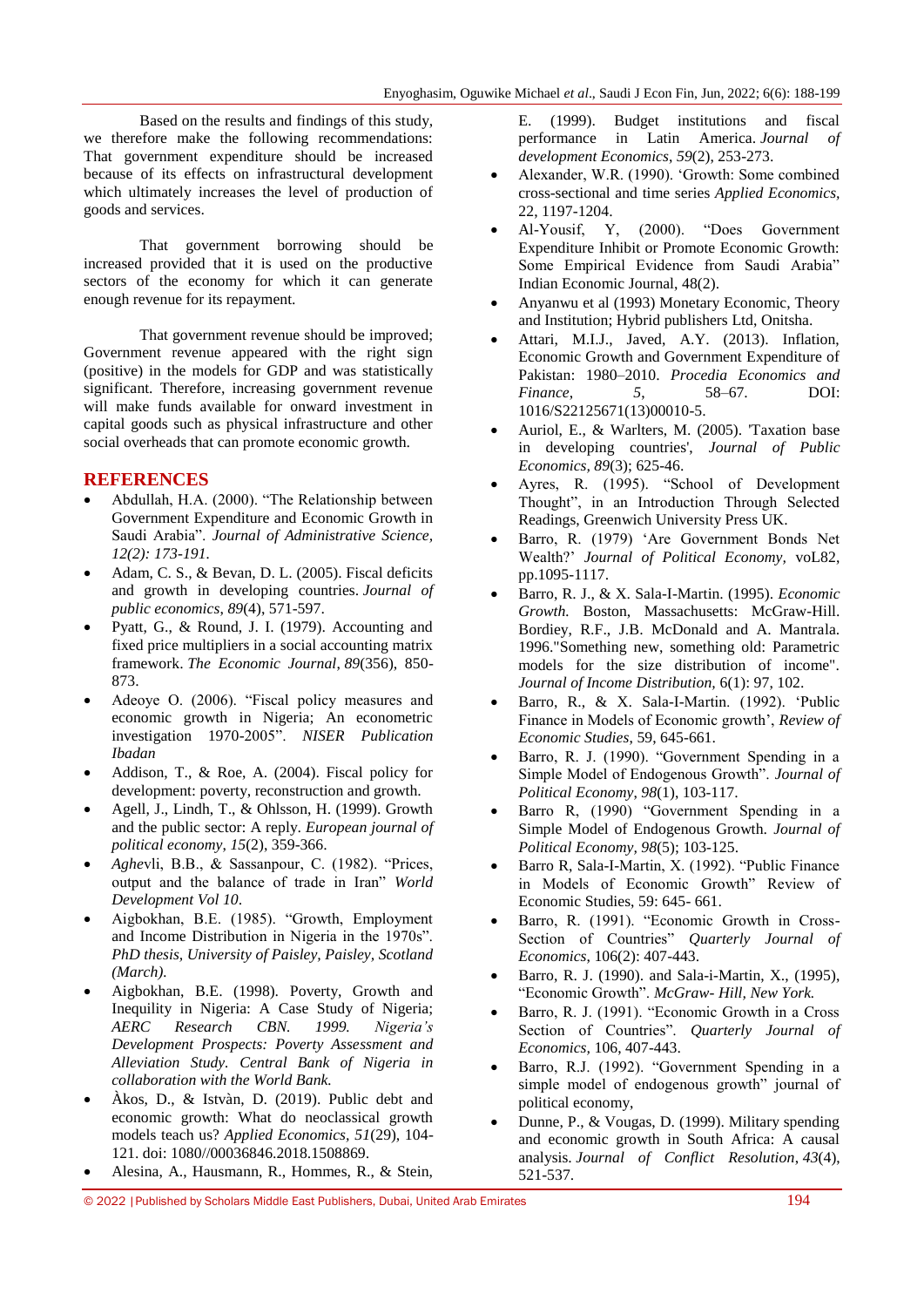Based on the results and findings of this study, we therefore make the following recommendations: That government expenditure should be increased because of its effects on infrastructural development which ultimately increases the level of production of goods and services.

That government borrowing should be increased provided that it is used on the productive sectors of the economy for which it can generate enough revenue for its repayment.

That government revenue should be improved; Government revenue appeared with the right sign (positive) in the models for GDP and was statistically significant. Therefore, increasing government revenue will make funds available for onward investment in capital goods such as physical infrastructure and other social overheads that can promote economic growth.

## REFERENCES

- Abdullah, H.A. (2000). "The Relationship between Government Expenditure and Economic Growth in Saudi Arabia". *Journal of Administrative Science, 12(2): 173-191.*
- Adam, C. S., & Bevan, D. L. (2005). Fiscal deficits and growth in developing countries. *Journal of public economics*, *89*(4), 571-597.
- Pyatt, G., & Round, J. I. (1979). Accounting and fixed price multipliers in a social accounting matrix framework. *The Economic Journal*, *89*(356), 850-873.
- Adeoye O. (2006). "Fiscal policy measures and economic growth in Nigeria; An econometric investigation 1970-2005". *NISER Publication Ibadan*
- Addison, T., & Roe, A. (2004). Fiscal policy for development: poverty, reconstruction and growth.
- Agell, J., Lindh, T., & Ohlsson, H. (1999). Growth and the public sector: A reply. *European journal of political economy*, *15*(2), 359-366.
- *Aghe*vli, B.B., & Sassanpour, C. (1982). "Prices, output and the balance of trade in Iran" *World Development Vol 10*.
- Aigbokhan, B.E. (1985). "Growth, Employment and Income Distribution in Nigeria in the 1970s". *PhD thesis, University of Paisley, Paisley, Scotland (March).*
- Aigbokhan, B.E. (1998). Poverty, Growth and Inequility in Nigeria: A Case Study of Nigeria; *AERC Research CBN. 1999. Nigeria's Development Prospects: Poverty Assessment and Alleviation Study. Central Bank of Nigeria in collaboration with the World Bank.*
- Àkos, D., & Istvàn, D. (2019). Public debt and economic growth: What do neoclassical growth models teach us? *Applied Economics, 51*(29), 104-121. doi: 1080//00036846.2018.1508869.
- Alesina, A., Hausmann, R., Hommes, R., & Stein, E. (1999). Budget institutions and fiscal performance in Latin America. *Journal of development Economics*, *59*(2), 253-273.
- Alexander, W.R. (1990). 'Growth: Some combined cross-sectional and time series *Applied Economics*, 22, 1197-1204.
- Al-Yousif, Y, (2000). "Does Government Expenditure Inhibit or Promote Economic Growth: Some Empirical Evidence from Saudi Arabia" Indian Economic Journal, 48(2).
- Anyanwu et al (1993) Monetary Economic, Theory and Institution; Hybrid publishers Ltd, Onitsha.
- Attari, M.I.J., Javed, A.Y. (2013). Inflation, Economic Growth and Government Expenditure of Pakistan: 1980–2010. *Procedia Economics and Finance*, *5*, 58–67. DOI: 1016/S22125671(13)00010-5.
- Auriol, E., & Warlters, M. (2005). 'Taxation base in developing countries', *Journal of Public Economics, 89*(3); 625-46.
- Ayres, R. (1995). "School of Development Thought", in an Introduction Through Selected Readings, Greenwich University Press UK.
- Barro, R. (1979) 'Are Government Bonds Net Wealth?' *Journal of Political Economy,* voL82, pp.1095-1117.
- Barro, R. J., & X. Sala-I-Martin. (1995). *Economic Growth.* Boston, Massachusetts: McGraw-Hill. Bordiey, R.F., J.B. McDonald and A. Mantrala. 1996."Something new, something old: Parametric models for the size distribution of income". *Journal of Income Distribution*, 6(1): 97, 102.
- Barro, R., & X. Sala-I-Martin. (1992). 'Public Finance in Models of Economic growth', *Review of Economic Studies*, 59, 645-661.
- Barro, R. J. (1990). "Government Spending in a Simple Model of Endogenous Growth". *Journal of Political Economy*, *98*(1), 103-117.
- Barro R, (1990) "Government Spending in a Simple Model of Endogenous Growth. *Journal of Political Economy, 98*(5); 103-125.
- Barro R, Sala-I-Martin, X. (1992). "Public Finance in Models of Economic Growth" Review of Economic Studies, 59: 645- 661.
- Barro, R. (1991). "Economic Growth in Cross-Section of Countries" *Quarterly Journal of Economics*, 106(2): 407-443.
- Barro, R. J. (1990). and Sala-i-Martin, X., (1995), "Economic Growth". *McGraw- Hill, New York.*
- Barro, R. J. (1991). "Economic Growth in a Cross Section of Countries". *Quarterly Journal of Economics,* 106, 407-443.
- Barro, R.J. (1992). "Government Spending in a simple model of endogenous growth" journal of political economy,
- Dunne, P., & Vougas, D. (1999). Military spending and economic growth in South Africa: A causal analysis. *Journal of Conflict Resolution*, *43*(4), 521-537.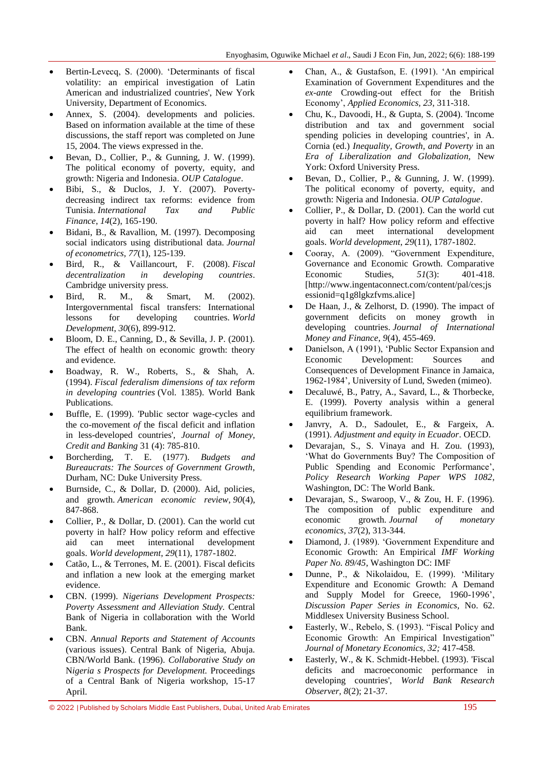- Bertin-Levecq, S. (2000). 'Determinants of fiscal volatility: an empirical investigation of Latin American and industrialized countries', New York University, Department of Economics.
- Annex, S. (2004). developments and policies. Based on information available at the time of these discussions, the staff report was completed on June 15, 2004. The views expressed in the.
- Bevan, D., Collier, P., & Gunning, J. W. (1999). The political economy of poverty, equity, and growth: Nigeria and Indonesia. *OUP Catalogue*.
- Bibi, S., & Duclos, J. Y. (2007). Poverty-decreasing indirect tax reforms: evidence from Tunisia. *International Tax and Public Finance*, *14*(2), 165-190.
- Bidani, B., & Ravallion, M. (1997). Decomposing social indicators using distributional data. *Journal of econometrics*, *77*(1), 125-139.
- Bird, R., & Vaillancourt, F. (2008). *Fiscal decentralization in developing countries*. Cambridge university press.
- Bird, R. M., & Smart, M. (2002). Intergovernmental fiscal transfers: International lessons for developing countries. *World Development*, *30*(6), 899-912.
- Bloom, D. E., Canning, D., & Sevilla, J. P. (2001). The effect of health on economic growth: theory and evidence.
- Boadway, R. W., Roberts, S., & Shah, A. (1994). *Fiscal federalism dimensions of tax reform in developing countries* (Vol. 1385). World Bank Publications.
- Buffle, E. (1999). 'Public sector wage-cycles and the co-movement *of* the fiscal deficit and inflation in less-developed countries', *Journal of Money, Credit and Banking* 31 (4): 785-810.
- Borcherding, T. E. (1977). *Budgets and Bureaucrats: The Sources of Government Growth*, Durham, NC: Duke University Press.
- Burnside, C., & Dollar, D. (2000). Aid, policies, and growth. *American economic review*, *90*(4), 847-868.
- Collier, P., & Dollar, D. (2001). Can the world cut poverty in half? How policy reform and effective aid can meet international development goals. *World development*, *29*(11), 1787-1802.
- Catão, L., & Terrones, M. E. (2001). Fiscal deficits and inflation a new look at the emerging market evidence.
- CBN. (1999). *Nigerians Development Prospects: Poverty Assessment and Alleviation Study.* Central Bank of Nigeria in collaboration with the World Bank.
- CBN. *Annual Reports and Statement of Accounts* (various issues). Central Bank of Nigeria, Abuja. CBN/World Bank. (1996). *Collaborative Study on Nigeria s Prospects for Development.* Proceedings of a Central Bank of Nigeria workshop, 15-17 April.
- Chan, A., & Gustafson, E. (1991). 'An empirical Examination of Government Expenditures and the *ex-ante* Crowding-out effect for the British Economy', *Applied Economics, 23*, 311-318.
- Chu, K., Davoodi, H., & Gupta, S. (2004). 'Income distribution and tax and government social spending policies in developing countries', in A. Cornia (ed.) *Inequality, Growth, and Poverty* in an *Era of Liberalization and Globalization,* New York: Oxford University Press.
- Bevan, D., Collier, P., & Gunning, J. W. (1999). The political economy of poverty, equity, and growth: Nigeria and Indonesia. *OUP Catalogue*.
- Collier, P., & Dollar, D. (2001). Can the world cut poverty in half? How policy reform and effective aid can meet international development goals. *World development*, *29*(11), 1787-1802.
- Cooray, A. (2009). "Government Expenditure, Governance and Economic Growth. Comparative Economic Studies, *51*(3): 401-418. [http://www.ingentaconnect.com/content/pal/ces;jsessionid=q1g8lgkzfvms.alice]
- De Haan, J., & Zelhorst, D. (1990). The impact of government deficits on money growth in developing countries. *Journal of International Money and Finance*, *9*(4), 455-469.
- Danielson, A (1991), 'Public Sector Expansion and Economic Development: Sources and Consequences of Development Finance in Jamaica, 1962-1984', University of Lund, Sweden (mimeo).
- Decaluwé, B., Patry, A., Savard, L., & Thorbecke, E. (1999). Poverty analysis within a general equilibrium framework.
- Janvry, A. D., Sadoulet, E., & Fargeix, A. (1991). *Adjustment and equity in Ecuador*. OECD.
- Devarajan, S., S. Vinaya and H. Zou. (1993), 'What do Governments Buy? The Composition of Public Spending and Economic Performance', *Policy Research Working Paper WPS 1082*, Washington, DC: The World Bank.
- Devarajan, S., Swaroop, V., & Zou, H. F. (1996). The composition of public expenditure and economic growth. *Journal of monetary economics*, *37*(2), 313-344.
- Diamond, J. (1989). 'Government Expenditure and Economic Growth: An Empirical *IMF Working Paper No. 89/45*, Washington DC: IMF
- Dunne, P., & Nikolaidou, E. (1999). 'Military Expenditure and Economic Growth: A Demand and Supply Model for Greece, 1960-1996', *Discussion Paper Series in Economics*, No. 62. Middlesex University Business School.
- Easterly, W., Rebelo, S. (1993). "Fiscal Policy and Economic Growth: An Empirical Investigation" *Journal of Monetary Economics, 32;* 417-458.
- Easterly, W., & K. Schmidt-Hebbel. (1993). 'Fiscal deficits and macroeconomic performance in developing countries', *World Bank Research Observer, 8*(2); 21-37.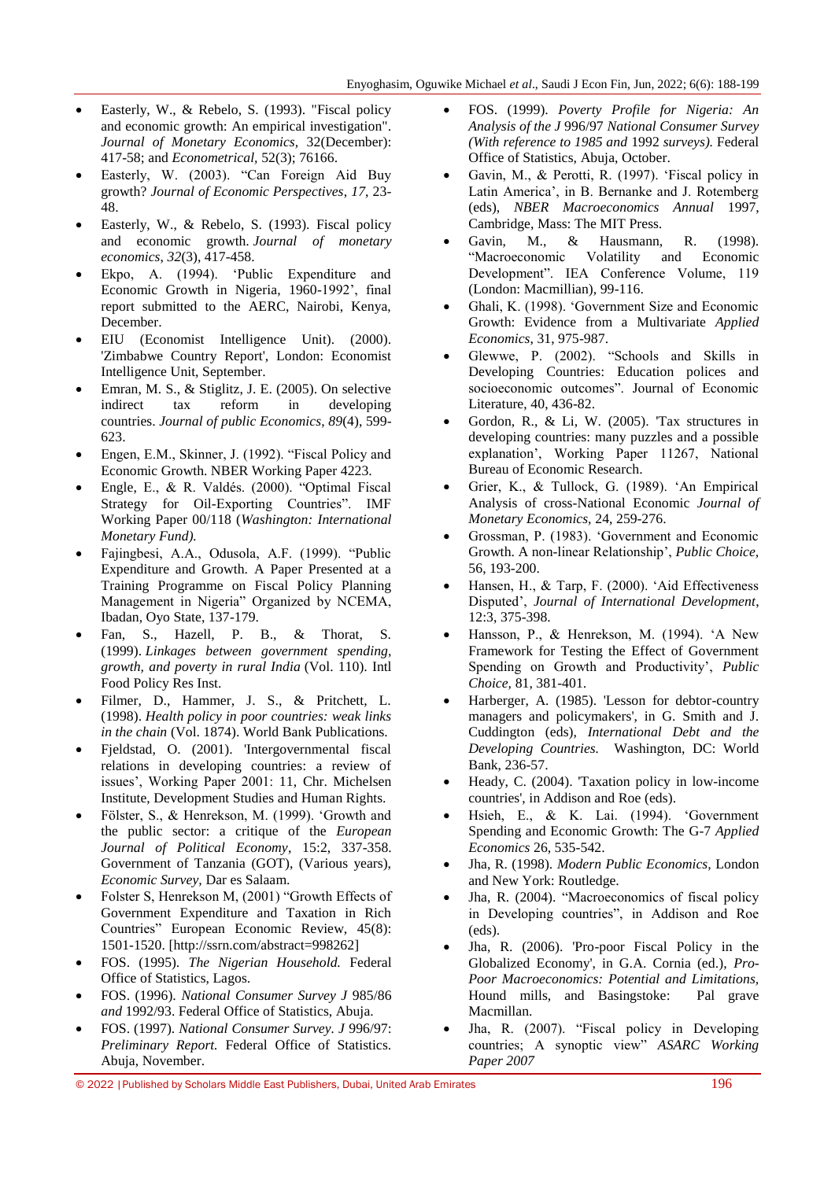- Easterly, W., & Rebelo, S. (1993). "Fiscal policy and economic growth: An empirical investigation". *Journal of Monetary Economics*, 32(December): 417-58; and *Econometrical*, 52(3); 76166.
- Easterly, W. (2003). "Can Foreign Aid Buy growth? *Journal of Economic Perspectives, 17*, 23-48.
- Easterly, W., & Rebelo, S. (1993). Fiscal policy and economic growth. *Journal of monetary economics*, *32*(3), 417-458.
- Ekpo, A. (1994). 'Public Expenditure and Economic Growth in Nigeria, 1960-1992', final report submitted to the AERC, Nairobi, Kenya, December.
- EIU (Economist Intelligence Unit). (2000). 'Zimbabwe Country Report', London: Economist Intelligence Unit, September.
- Emran, M. S., & Stiglitz, J. E. (2005). On selective indirect tax reform in developing countries. *Journal of public Economics*, *89*(4), 599-623.
- Engen, E.M., Skinner, J. (1992). "Fiscal Policy and Economic Growth. NBER Working Paper 4223.
- Engle, E., & R. Valdés. (2000). "Optimal Fiscal Strategy for Oil-Exporting Countries". IMF Working Paper 00/118 (*Washington: International Monetary Fund).*
- Fajingbesi, A.A., Odusola, A.F. (1999). "Public Expenditure and Growth. A Paper Presented at a Training Programme on Fiscal Policy Planning Management in Nigeria" Organized by NCEMA, Ibadan, Oyo State, 137-179.
- Fan, S., Hazell, P. B., & Thorat, S. (1999). *Linkages between government spending, growth, and poverty in rural India* (Vol. 110). Intl Food Policy Res Inst.
- Filmer, D., Hammer, J. S., & Pritchett, L. (1998). *Health policy in poor countries: weak links in the chain* (Vol. 1874). World Bank Publications.
- Fjeldstad, O. (2001). 'Intergovernmental fiscal relations in developing countries: a review of issues', Working Paper 2001: 11, Chr. Michelsen Institute, Development Studies and Human Rights.
- Fölster, S., & Henrekson, M. (1999). 'Growth and the public sector: a critique of the *European Journal of Political Economy*, 15:2, 337-358. Government of Tanzania (GOT), (Various years), *Economic Survey*, Dar es Salaam.
- Folster S, Henrekson M, (2001) "Growth Effects of Government Expenditure and Taxation in Rich Countries" European Economic Review, 45(8): 1501-1520. [http://ssrn.com/abstract=998262]
- FOS. (1995). *The Nigerian Household.* Federal Office of Statistics, Lagos.
- FOS. (1996). *National Consumer Survey J* 985/86 *and* 1992/93. Federal Office of Statistics, Abuja.
- FOS. (1997). *National Consumer Survey. J* 996/97: *Preliminary Report.* Federal Office of Statistics. Abuja, November.
- FOS. (1999). *Poverty Profile for Nigeria: An Analysis of the J* 996/97 *National Consumer Survey (With reference to 1985 and* 1992 *surveys).* Federal Office of Statistics, Abuja, October.
- Gavin, M., & Perotti, R. (1997). 'Fiscal policy in Latin America', in B. Bernanke and J. Rotemberg (eds), *NBER Macroeconomics Annual* 1997, Cambridge, Mass: The MIT Press.
- Gavin, M., & Hausmann, R. (1998). "Macroeconomic Volatility and Economic Development". IEA Conference Volume, 119 (London: Macmillian), 99-116.
- Ghali, K. (1998). 'Government Size and Economic Growth: Evidence from a Multivariate *Applied Economics,* 31, 975-987.
- Glewwe, P. (2002). "Schools and Skills in Developing Countries: Education polices and socioeconomic outcomes". Journal of Economic Literature, 40, 436-82.
- Gordon, R., & Li, W. (2005). 'Tax structures in developing countries: many puzzles and a possible explanation', Working Paper 11267, National Bureau of Economic Research.
- Grier, K., & Tullock, G. (1989). 'An Empirical Analysis of cross-National Economic *Journal of Monetary Economics,* 24, 259-276.
- Grossman, P. (1983). 'Government and Economic Growth. A non-linear Relationship', *Public Choice,* 56, 193-200.
- Hansen, H., & Tarp, F. (2000). 'Aid Effectiveness Disputed', *Journal of International Development*, 12:3, 375-398.
- Hansson, P., & Henrekson, M. (1994). 'A New Framework for Testing the Effect of Government Spending on Growth and Productivity', *Public Choice,* 81, 381-401.
- Harberger, A. (1985). 'Lesson for debtor-country managers and policymakers', in G. Smith and J. Cuddington (eds), *International Debt and the Developing Countries.* Washington, DC: World Bank, 236-57.
- Heady, C. (2004). 'Taxation policy in low-income countries', in Addison and Roe (eds).
- Hsieh, E., & K. Lai. (1994). 'Government Spending and Economic Growth: The G-7 *Applied Economics* 26, 535-542.
- Jha, R. (1998). *Modern Public Economics,* London and New York: Routledge.
- Jha, R. (2004). "Macroeconomics of fiscal policy in Developing countries", in Addison and Roe (eds).
- Jha, R. (2006). 'Pro-poor Fiscal Policy in the Globalized Economy', in G.A. Cornia (ed.), *Pro-Poor Macroeconomics: Potential and Limitations,* Hound mills, and Basingstoke: Pal grave Macmillan.
- Jha, R. (2007). "Fiscal policy in Developing countries; A synoptic view" *ASARC Working Paper 2007*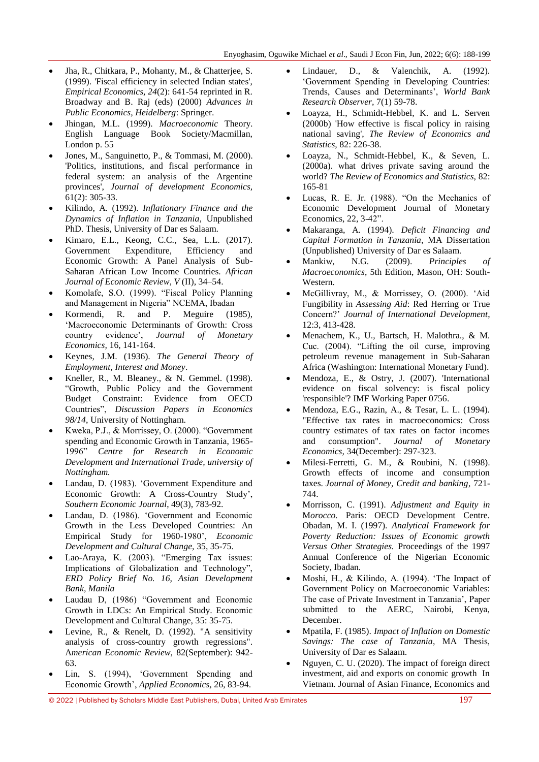- Jha, R., Chitkara, P., Mohanty, M., & Chatterjee, S. (1999). 'Fiscal efficiency in selected Indian states', *Empirical Economics*, *24*(2): 641-54 reprinted in R. Broadway and B. Raj (eds) (2000) *Advances in Public Economics, Heidelberg*: Springer.
- Jhingan, M.L. (1999). *Macroeconomic* Theory. English Language Book Society/Macmillan, London p. 55
- Jones, M., Sanguinetto, P., & Tommasi, M. (2000). 'Politics, institutions, and fiscal performance in federal system: an analysis of the Argentine provinces', *Journal of development Economics*, 61(2): 305-33.
- Kilindo, A. (1992). *Inflationary Finance and the Dynamics of Inflation in Tanzania*, Unpublished PhD. Thesis, University of Dar es Salaam.
- Kimaro, E.L., Keong, C.C., Sea, L.L. (2017). Government Expenditure, Efficiency and Economic Growth: A Panel Analysis of Sub-Saharan African Low Income Countries. *African Journal of Economic Review*, *V* (II), 34–54.
- Komolafe, S.O. (1999). "Fiscal Policy Planning and Management in Nigeria" NCEMA, Ibadan
- Kormendi, R. and P. Meguire (1985), 'Macroeconomic Determinants of Growth: Cross country evidence', *Journal of Monetary Economics*, 16, 141-164.
- Keynes, J.M. (1936). *The General Theory of Employment, Interest and Money*.
- Kneller, R., M. Bleaney., & N. Gemmel. (1998). "Growth, Public Policy and the Government Budget Constraint: Evidence from OECD Countries", *Discussion Papers in Economics 98/14*, University of Nottingham.
- Kweka, P.J., & Morrissey, O. (2000). "Government spending and Economic Growth in Tanzania, 1965-1996" *Centre for Research in Economic Development and International Trade, university of Nottingham.*
- Landau, D. (1983). 'Government Expenditure and Economic Growth: A Cross-Country Study', *Southern Economic Journal*, 49(3), 783-92.
- Landau, D. (1986). 'Government Expenditure and Economic Growth in the Less Developed Countries: An Empirical Study for 1960-1980', *Economic Development and Cultural Change,* 35, 35-75.
- Lao-Araya, K. (2003). "Emerging Tax issues: Implications of Globalization and Technology", *ERD Policy Brief No. 16, Asian Development Bank, Manila*
- Laudau D, (1986) "Government and Economic Growth in LDCs: An Empirical Study. Economic Development and Cultural Change, 35: 35-75.
- Levine, R., & Renelt, D. (1992). "A sensitivity analysis of cross-country growth regressions". A*merican Economic Review,* 82(September): 942-63.
- Lin, S. (1994), 'Government Spending and Economic Growth', *Applied Economics,* 26, 83-94.
- Lindauer, D., & Valenchik, A. (1992). 'Government Spending in Developing Countries: Trends, Causes and Determinants', *World Bank Research Observer*, 7(1) 59-78.
- Loayza, H., Schmidt-Hebbel, K. and L. Serven (2000b) 'How effective is fiscal policy in raising national saving', *The Review of Economics and Statistics,* 82: 226-38.
- Loayza, N., Schmidt-Hebbel, K., & Seven, L. (2000a). what drives private saving around the world? *The Review of Economics and Statistics,* 82: 165-81
- Lucas, R. E. Jr. (1988). "On the Mechanics of Economic Development Journal of Monetary Economics, 22, 3-42".
- Makaranga, A. (1994). *Deficit Financing and Capital Formation in Tanzania*, MA Dissertation (Unpublished) University of Dar es Salaam.
- Mankiw, N.G. (2009). *Principles of Macroeconomics*, 5th Edition, Mason, OH: South-Western.
- McGillivray, M., & Morrissey, O. (2000). 'Aid Fungibility in *Assessing Aid*: Red Herring or True Concern?' *Journal of International Development*, 12:3, 413-428.
- Menachem, K., U., Bartsch, H. Malothra., & M. Cuc. (2004). "Lifting the oil curse, improving petroleum revenue management in Sub-Saharan Africa (Washington: International Monetary Fund).
- Mendoza, E., & Ostry, J. (2007). 'International evidence on fiscal solvency: is fiscal policy 'responsible'? IMF Working Paper 0756.
- Mendoza, E.G., Razin, A., & Tesar, L. L. (1994). "Effective tax rates in macroeconomics: Cross country estimates of tax rates on factor incomes and consumption". *Journal of Monetary Economics,* 34(December): 297-323.
- Milesi-Ferretti, G. M., & Roubini, N. (1998). Growth effects of income and consumption taxes. *Journal of Money, Credit and banking*, 721-744.
- Morrisson, C. (1991). *Adjustment and Equity in Morocco.* Paris: OECD Development Centre. Obadan, M. I. (1997). *Analytical Framework for Poverty Reduction: Issues of Economic growth Versus Other Strategies.* Proceedings of the 1997 Annual Conference of the Nigerian Economic Society, Ibadan.
- Moshi, H., & Kilindo, A. (1994). 'The Impact of Government Policy on Macroeconomic Variables: The case of Private Investment in Tanzania', Paper submitted to the AERC, Nairobi, Kenya, December.
- Mpatila, F. (1985). *Impact of Inflation on Domestic Savings: The case of Tanzania*, MA Thesis, University of Dar es Salaam.
- Nguyen, C. U. (2020). The impact of foreign direct investment, aid and exports on conomic growth In Vietnam. Journal of Asian Finance, Economics and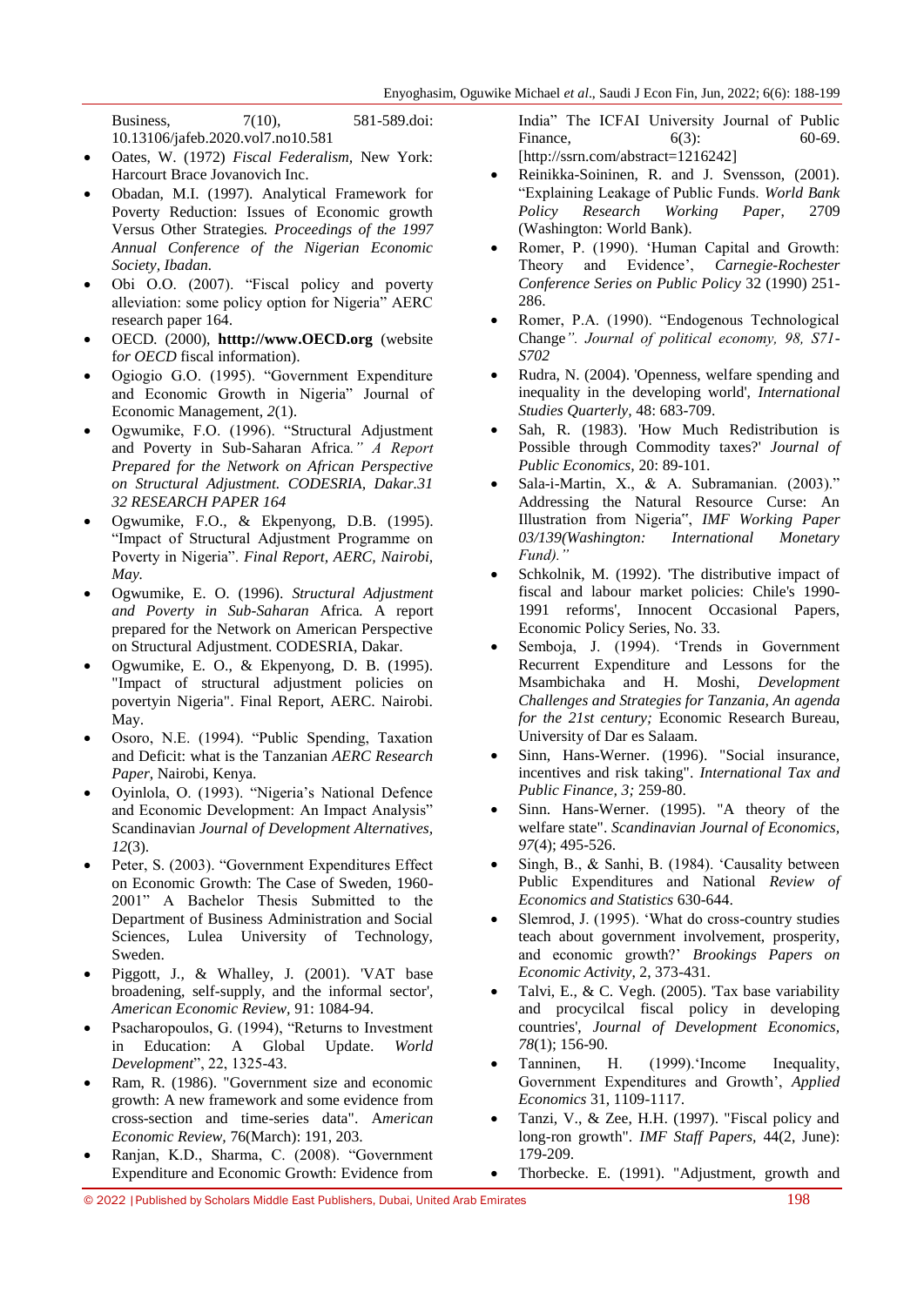Business, 7(10), 581-589.doi: 10.13106/jafeb.2020.vol7.no10.581

- Oates, W. (1972) *Fiscal Federalism*, New York: Harcourt Brace Jovanovich Inc.
- Obadan, M.I. (1997). Analytical Framework for Poverty Reduction: Issues of Economic growth Versus Other Strategies. *Proceedings of the 1997 Annual Conference of the Nigerian Economic Society, Ibadan.*
- Obi O.O. (2007). "Fiscal policy and poverty alleviation: some policy option for Nigeria" AERC research paper 164.
- OECD. (2000), **htttp://www.OECD.org** (website for *OECD* fiscal information).
- Ogiogio G.O. (1995). "Government Expenditure and Economic Growth in Nigeria" Journal of Economic Management, *2*(1).
- Ogwumike, F.O. (1996). "Structural Adjustment and Poverty in Sub-Saharan Africa*." A Report Prepared for the Network on African Perspective on Structural Adjustment. CODESRIA, Dakar.31 32 RESEARCH PAPER 164*
- Ogwumike, F.O., & Ekpenyong, D.B. (1995). "Impact of Structural Adjustment Programme on Poverty in Nigeria". *Final Report, AERC, Nairobi, May.*
- Ogwumike, E. O. (1996). *Structural Adjustment and Poverty in Sub-Saharan* Africa*.* A report prepared for the Network on American Perspective on Structural Adjustment. CODESRIA, Dakar.
- Ogwumike, E. O., & Ekpenyong, D. B. (1995). "Impact of structural adjustment policies on povertyin Nigeria". Final Report, AERC. Nairobi. May.
- Osoro, N.E. (1994). "Public Spending, Taxation and Deficit: what is the Tanzanian *AERC Research Paper*, Nairobi, Kenya.
- Oyinlola, O. (1993). "Nigeria's National Defence and Economic Development: An Impact Analysis" Scandinavian *Journal of Development Alternatives, 12*(3).
- Peter, S. (2003). "Government Expenditures Effect on Economic Growth: The Case of Sweden, 1960-2001" A Bachelor Thesis Submitted to the Department of Business Administration and Social Sciences, Lulea University of Technology, Sweden.
- Piggott, J., & Whalley, J. (2001). 'VAT base broadening, self-supply, and the informal sector', *American Economic Review*, 91: 1084-94.
- Psacharopoulos, G. (1994), "Returns to Investment in Education: A Global Update. *World Development*", 22, 1325-43.
- Ram, R. (1986). "Government size and economic growth: A new framework and some evidence from cross-section and time-series data". A*merican Economic Review*, 76(March): 191, 203.
- Ranjan, K.D., Sharma, C. (2008). "Government Expenditure and Economic Growth: Evidence from India" The ICFAI University Journal of Public Finance, 6(3): 60-69. [http://ssrn.com/abstract=1216242]
- Reinikka-Soininen, R. and J. Svensson, (2001). "Explaining Leakage of Public Funds. *World Bank Policy Research Working Paper*, 2709 (Washington: World Bank).
- Romer, P. (1990). 'Human Capital and Growth: Theory and Evidence', *Carnegie-Rochester Conference Series on Public Policy* 32 (1990) 251-286.
- Romer, P.A. (1990). "Endogenous Technological Change*". Journal of political economy, 98, S71-S702*
- Rudra, N. (2004). 'Openness, welfare spending and inequality in the developing world', *International Studies Quarterly*, 48: 683-709.
- Sah, R. (1983). 'How Much Redistribution is Possible through Commodity taxes?' *Journal of Public Economics*, 20: 89-101.
- Sala-i-Martin, X., & A. Subramanian. (2003)." Addressing the Natural Resource Curse: An Illustration from Nigeria", *IMF Working Paper 03/139(Washington: International Monetary Fund)."*
- Schkolnik, M. (1992). 'The distributive impact of fiscal and labour market policies: Chile's 1990-1991 reforms', Innocent Occasional Papers, Economic Policy Series, No. 33.
- Semboja, J. (1994). 'Trends in Government Recurrent Expenditure and Lessons for the Msambichaka and H. Moshi, *Development Challenges and Strategies for Tanzania, An agenda for the 21st century;* Economic Research Bureau, University of Dar es Salaam.
- Sinn, Hans-Werner. (1996). "Social insurance, incentives and risk taking". *International Tax and Public Finance, 3;* 259-80.
- Sinn. Hans-Werner. (1995). "A theory of the welfare state". *Scandinavian Journal of Economics, 97*(4); 495-526.
- Singh, B., & Sanhi, B. (1984). 'Causality between Public Expenditures and National *Review of Economics and Statistics* 630-644.
- Slemrod, J. (1995). 'What do cross-country studies teach about government involvement, prosperity, and economic growth?' *Brookings Papers on Economic Activity*, 2, 373-431.
- Talvi, E., & C. Vegh. (2005). 'Tax base variability and procycilcal fiscal policy in developing countries', *Journal of Development Economics, 78*(1); 156-90.
- Tanninen, H. (1999).'Income Inequality, Government Expenditures and Growth', *Applied Economics* 31, 1109-1117.
- Tanzi, V., & Zee, H.H. (1997). "Fiscal policy and long-ron growth". *IMF Staff Papers,* 44(2, June): 179-209.
- Thorbecke. E. (1991). "Adjustment, growth and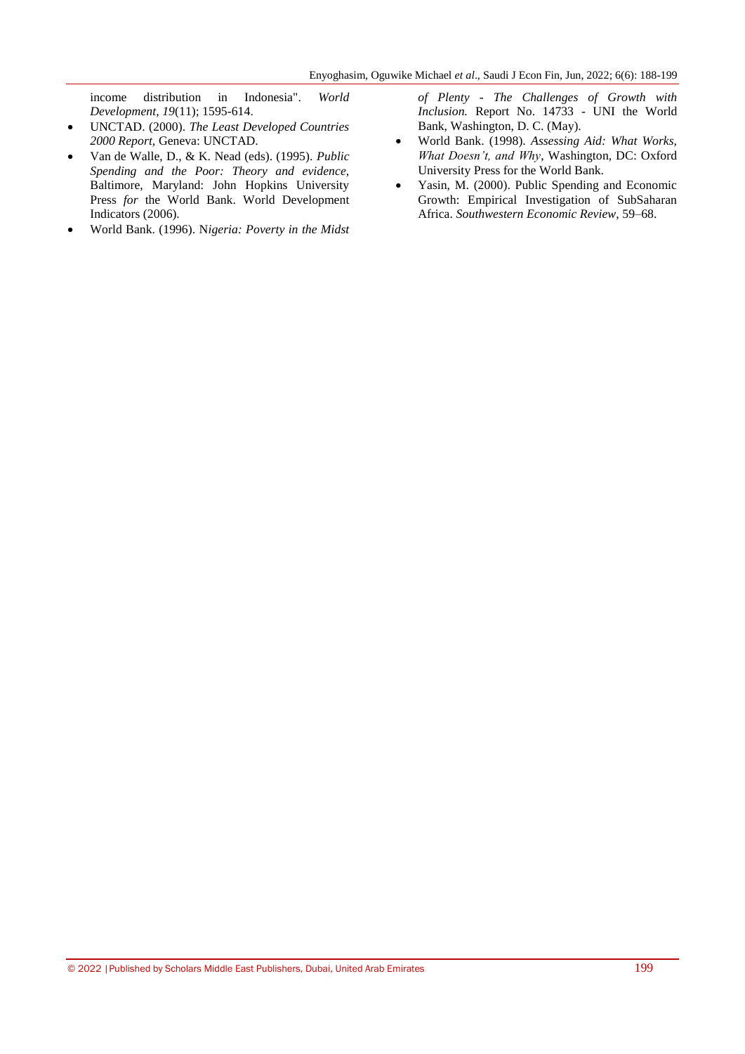income distribution in Indonesia". *World Development, 19*(11); 1595-614.

- UNCTAD. (2000). *The Least Developed Countries 2000 Report*, Geneva: UNCTAD.
- Van de Walle, D., & K. Nead (eds). (1995). *Public Spending and the Poor: Theory and evidence,* Baltimore, Maryland: John Hopkins University Press *for* the World Bank. World Development Indicators (2006).
- World Bank. (1996). N*igeria: Poverty in the Midst of Plenty - The Challenges of Growth with Inclusion.* Report No. 14733 - UNI the World Bank, Washington, D. C. (May).
- World Bank. (1998). *Assessing Aid: What Works, What Doesn't, and Why*, Washington, DC: Oxford University Press for the World Bank.
- Yasin, M. (2000). Public Spending and Economic Growth: Empirical Investigation of SubSaharan Africa. *Southwestern Economic Review*, 59–68.